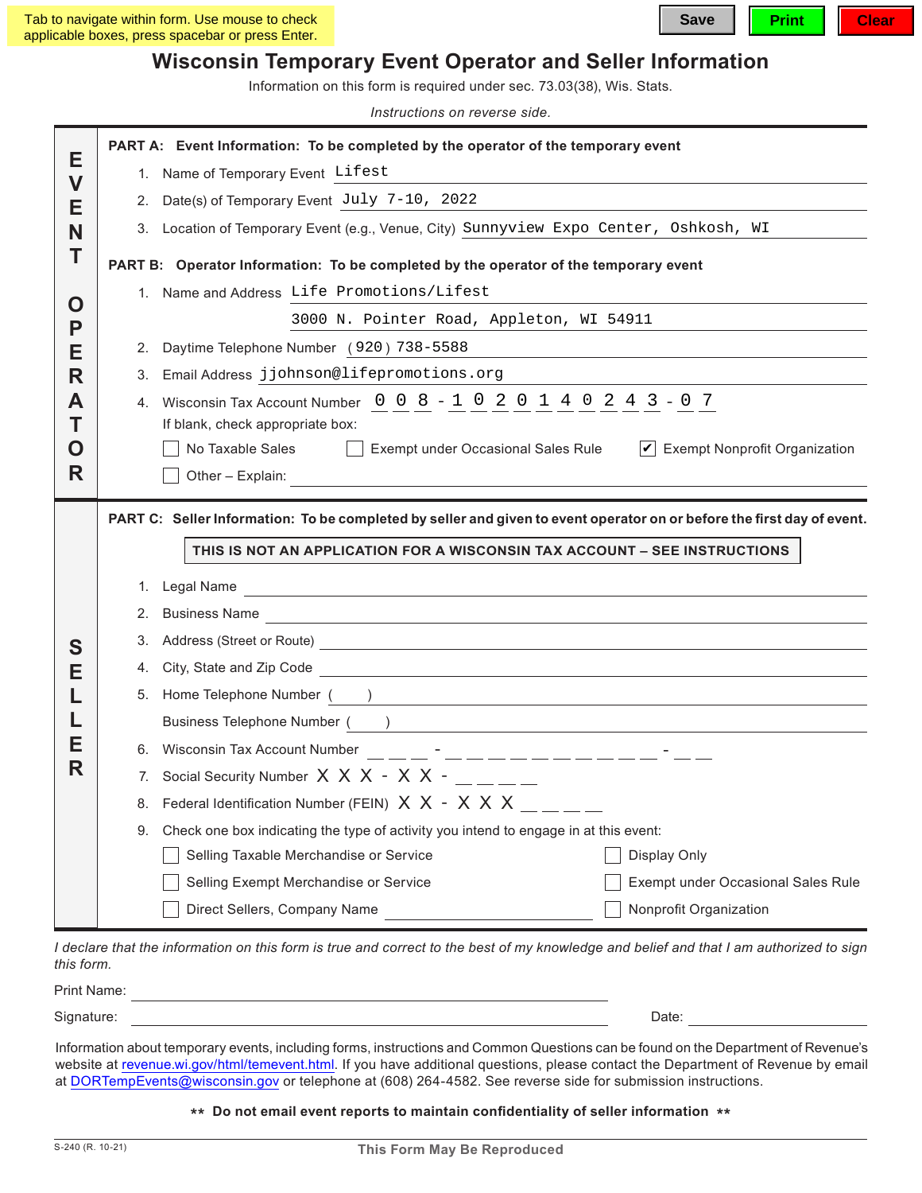Tab to navigate within form. Use mouse to check applicable boxes, press spacebar or press Enter.

Save | Print | Clear

# Wisconsin Temporary Event Operator and Seller Information

Information on this form is required under sec. 73.03(38), Wis. Stats.

*Instructions on reverse side.*

## EVENT OPERATOR

**PART A: Event Information: To be completed by the operator of the temporary event**

1. Name of Temporary Event: Lifest
2. Date(s) of Temporary Event: July 7-10, 2022
3. Location of Temporary Event (e.g., Venue, City): Sunnyview Expo Center, Oshkosh, WI

**PART B: Operator Information: To be completed by the operator of the temporary event**

1. Name and Address: Life Promotions/Lifest
   3000 N. Pointer Road, Appleton, WI 54911
2. Daytime Telephone Number: (920) 738-5588
3. Email Address: jjohnson@lifepromotions.org
4. Wisconsin Tax Account Number: 008-1020140243-07

   If blank, check appropriate box:

   - [ ] No Taxable Sales
   - [ ] Exempt under Occasional Sales Rule
   - [x] Exempt Nonprofit Organization
   - [ ] Other – Explain: ______

## SELLER

**PART C: Seller Information: To be completed by seller and given to event operator on or before the first day of event.**

**THIS IS NOT AN APPLICATION FOR A WISCONSIN TAX ACCOUNT – SEE INSTRUCTIONS**

1. Legal Name ______
2. Business Name ______
3. Address (Street or Route) ______
4. City, State and Zip Code ______
5. Home Telephone Number ( ) ______

   Business Telephone Number ( ) ______
6. Wisconsin Tax Account Number ___ - __________ - __
7. Social Security Number X X X - X X - ____
8. Federal Identification Number (FEIN) X X - X X X ____
9. Check one box indicating the type of activity you intend to engage in at this event:

   - [ ] Selling Taxable Merchandise or Service
   - [ ] Display Only
   - [ ] Selling Exempt Merchandise or Service
   - [ ] Exempt under Occasional Sales Rule
   - [ ] Direct Sellers, Company Name ______
   - [ ] Nonprofit Organization

*I declare that the information on this form is true and correct to the best of my knowledge and belief and that I am authorized to sign this form.*

Print Name: ______

Signature: ______ Date: ______

Information about temporary events, including forms, instructions and Common Questions can be found on the Department of Revenue's website at revenue.wi.gov/html/temevent.html. If you have additional questions, please contact the Department of Revenue by email at DORTempEvents@wisconsin.gov or telephone at (608) 264-4582. See reverse side for submission instructions.

**\*\* Do not email event reports to maintain confidentiality of seller information \*\***

S-240 (R. 10-21)

**This Form May Be Reproduced**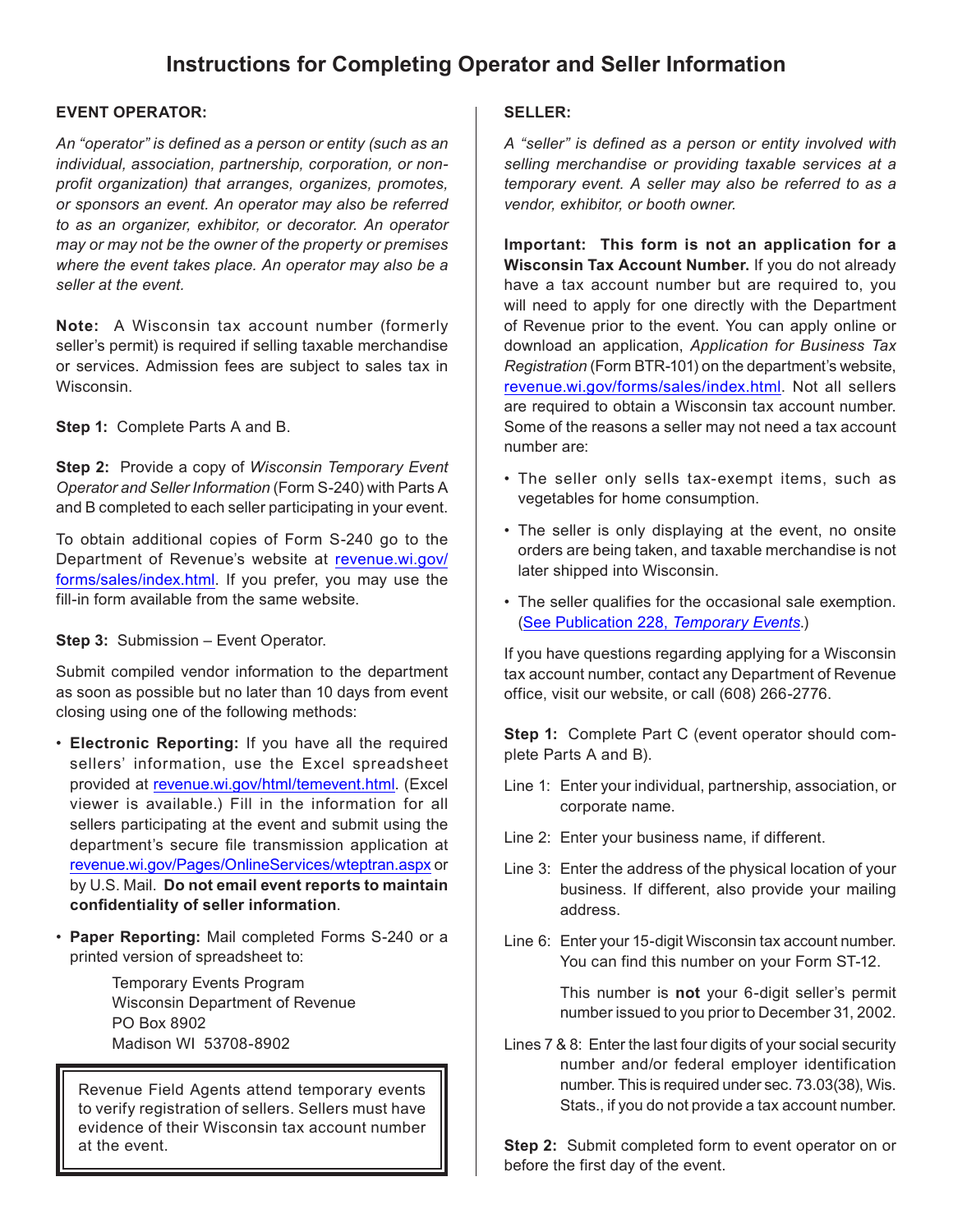# Instructions for Completing Operator and Seller Information

## EVENT OPERATOR:

*An "operator" is defined as a person or entity (such as an individual, association, partnership, corporation, or non-profit organization) that arranges, organizes, promotes, or sponsors an event. An operator may also be referred to as an organizer, exhibitor, or decorator. An operator may or may not be the owner of the property or premises where the event takes place. An operator may also be a seller at the event.*

**Note:** A Wisconsin tax account number (formerly seller's permit) is required if selling taxable merchandise or services. Admission fees are subject to sales tax in Wisconsin.

**Step 1:** Complete Parts A and B.

**Step 2:** Provide a copy of *Wisconsin Temporary Event Operator and Seller Information* (Form S-240) with Parts A and B completed to each seller participating in your event.

To obtain additional copies of Form S-240 go to the Department of Revenue's website at revenue.wi.gov/forms/sales/index.html. If you prefer, you may use the fill-in form available from the same website.

**Step 3:** Submission – Event Operator.

Submit compiled vendor information to the department as soon as possible but no later than 10 days from event closing using one of the following methods:

- **Electronic Reporting:** If you have all the required sellers' information, use the Excel spreadsheet provided at revenue.wi.gov/html/temevent.html. (Excel viewer is available.) Fill in the information for all sellers participating at the event and submit using the department's secure file transmission application at revenue.wi.gov/Pages/OnlineServices/wteptran.aspx or by U.S. Mail. **Do not email event reports to maintain confidentiality of seller information**.
- **Paper Reporting:** Mail completed Forms S-240 or a printed version of spreadsheet to:

  Temporary Events Program
  Wisconsin Department of Revenue
  PO Box 8902
  Madison WI 53708-8902

> Revenue Field Agents attend temporary events to verify registration of sellers. Sellers must have evidence of their Wisconsin tax account number at the event.

## SELLER:

*A "seller" is defined as a person or entity involved with selling merchandise or providing taxable services at a temporary event. A seller may also be referred to as a vendor, exhibitor, or booth owner.*

**Important: This form is not an application for a Wisconsin Tax Account Number.** If you do not already have a tax account number but are required to, you will need to apply for one directly with the Department of Revenue prior to the event. You can apply online or download an application, *Application for Business Tax Registration* (Form BTR-101) on the department's website, revenue.wi.gov/forms/sales/index.html. Not all sellers are required to obtain a Wisconsin tax account number. Some of the reasons a seller may not need a tax account number are:

- The seller only sells tax-exempt items, such as vegetables for home consumption.
- The seller is only displaying at the event, no onsite orders are being taken, and taxable merchandise is not later shipped into Wisconsin.
- The seller qualifies for the occasional sale exemption. (See Publication 228, *Temporary Events*.)

If you have questions regarding applying for a Wisconsin tax account number, contact any Department of Revenue office, visit our website, or call (608) 266-2776.

**Step 1:** Complete Part C (event operator should complete Parts A and B).

Line 1: Enter your individual, partnership, association, or corporate name.

Line 2: Enter your business name, if different.

Line 3: Enter the address of the physical location of your business. If different, also provide your mailing address.

Line 6: Enter your 15-digit Wisconsin tax account number. You can find this number on your Form ST-12.

This number is **not** your 6-digit seller's permit number issued to you prior to December 31, 2002.

Lines 7 & 8: Enter the last four digits of your social security number and/or federal employer identification number. This is required under sec. 73.03(38), Wis. Stats., if you do not provide a tax account number.

**Step 2:** Submit completed form to event operator on or before the first day of the event.